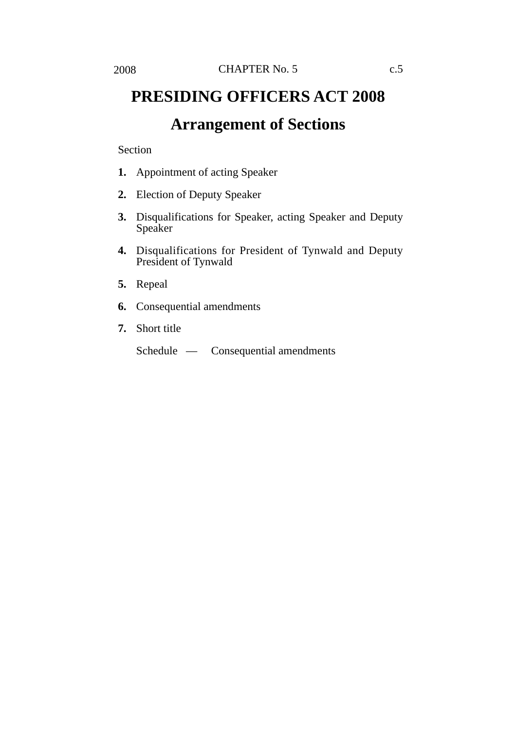# PRESIDING OFFICERS ACT 2008

## Arrangement of Sections

Section

**1.** Appointment of acting Speaker

**2.** Election of Deputy Speaker

**3.** Disqualifications for Speaker, acting Speaker and Deputy Speaker

**4.** Disqualifications for President of Tynwald and Deputy President of Tynwald

**5.** Repeal

**6.** Consequential amendments

**7.** Short title

Schedule — Consequential amendments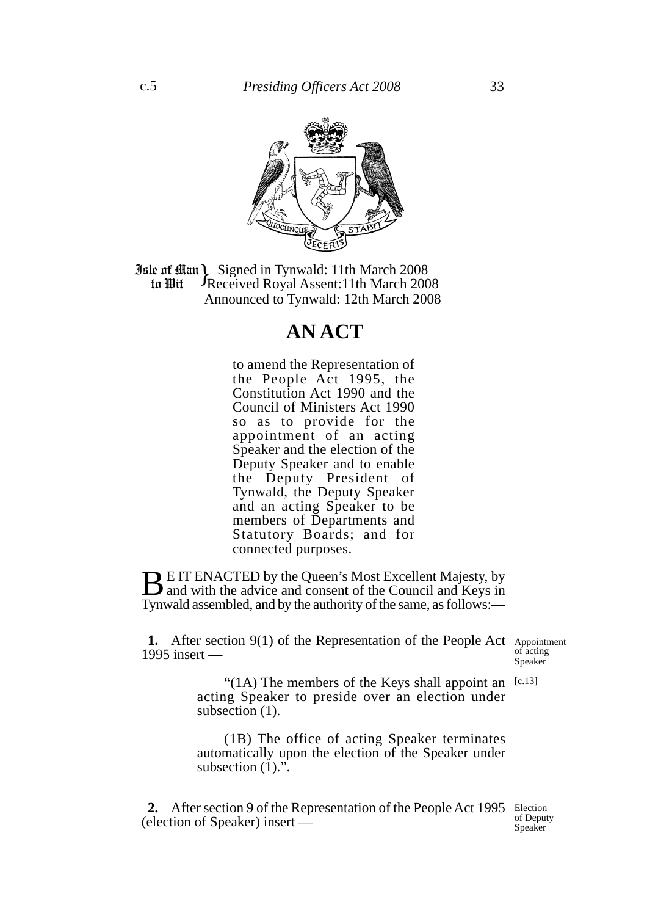Isle of Man to Wit } Signed in Tynwald: 11th March 2008
Received Royal Assent:11th March 2008
Announced to Tynwald: 12th March 2008

# AN ACT

to amend the Representation of the People Act 1995, the Constitution Act 1990 and the Council of Ministers Act 1990 so as to provide for the appointment of an acting Speaker and the election of the Deputy Speaker and to enable the Deputy President of Tynwald, the Deputy Speaker and an acting Speaker to be members of Departments and Statutory Boards; and for connected purposes.

BE IT ENACTED by the Queen's Most Excellent Majesty, by and with the advice and consent of the Council and Keys in Tynwald assembled, and by the authority of the same, as follows:—

*Appointment of acting Speaker*

**1.** After section 9(1) of the Representation of the People Act 1995 insert —

[c.13]

"(1A) The members of the Keys shall appoint an acting Speaker to preside over an election under subsection (1).

(1B) The office of acting Speaker terminates automatically upon the election of the Speaker under subsection (1).".

*Election of Deputy Speaker*

**2.** After section 9 of the Representation of the People Act 1995 (election of Speaker) insert —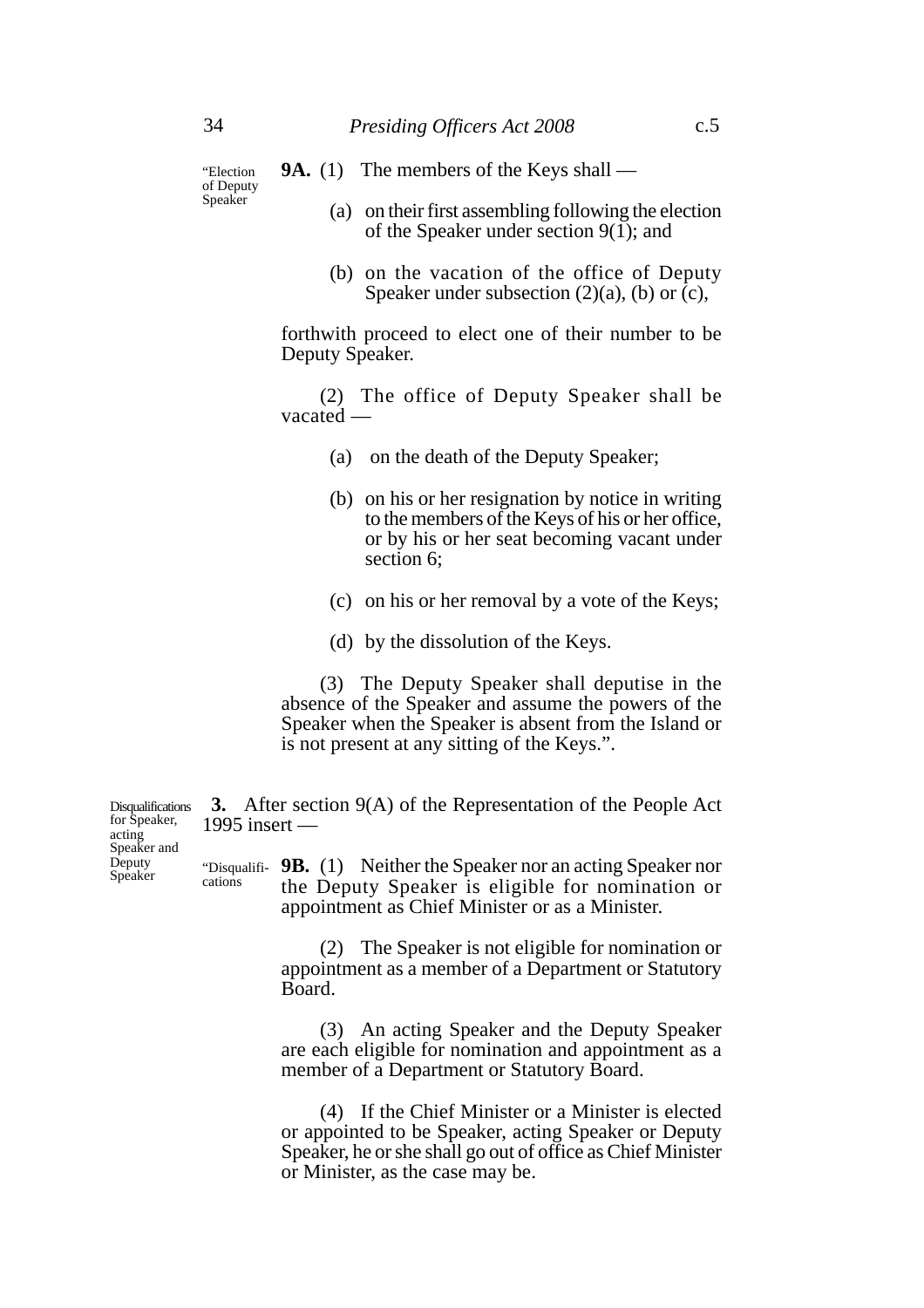“Election of Deputy Speaker

**9A.** (1) The members of the Keys shall —

(a) on their first assembling following the election of the Speaker under section 9(1); and

(b) on the vacation of the office of Deputy Speaker under subsection (2)(a), (b) or (c),

forthwith proceed to elect one of their number to be Deputy Speaker.

(2) The office of Deputy Speaker shall be vacated —

(a) on the death of the Deputy Speaker;

(b) on his or her resignation by notice in writing to the members of the Keys of his or her office, or by his or her seat becoming vacant under section 6;

(c) on his or her removal by a vote of the Keys;

(d) by the dissolution of the Keys.

(3) The Deputy Speaker shall deputise in the absence of the Speaker and assume the powers of the Speaker when the Speaker is absent from the Island or is not present at any sitting of the Keys.”.

Disqualifications for Speaker, acting Speaker and Deputy Speaker

**3.** After section 9(A) of the Representation of the People Act 1995 insert —

“Disqualifications

**9B.** (1) Neither the Speaker nor an acting Speaker nor the Deputy Speaker is eligible for nomination or appointment as Chief Minister or as a Minister.

(2) The Speaker is not eligible for nomination or appointment as a member of a Department or Statutory Board.

(3) An acting Speaker and the Deputy Speaker are each eligible for nomination and appointment as a member of a Department or Statutory Board.

(4) If the Chief Minister or a Minister is elected or appointed to be Speaker, acting Speaker or Deputy Speaker, he or she shall go out of office as Chief Minister or Minister, as the case may be.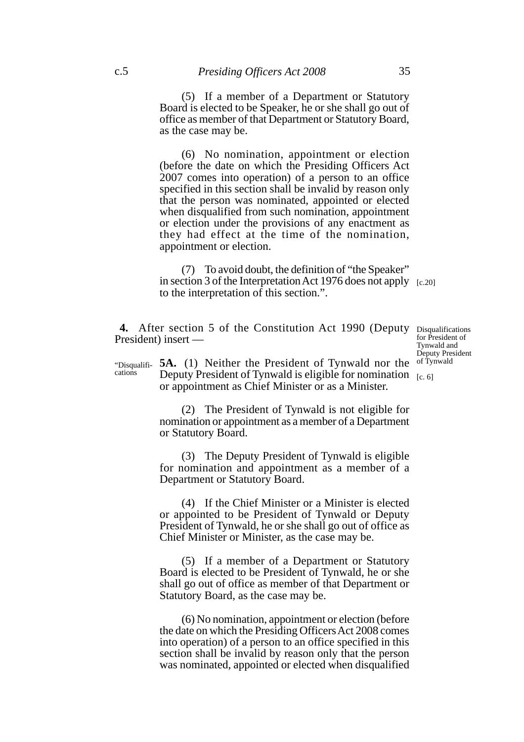(5) If a member of a Department or Statutory Board is elected to be Speaker, he or she shall go out of office as member of that Department or Statutory Board, as the case may be.

(6) No nomination, appointment or election (before the date on which the Presiding Officers Act 2007 comes into operation) of a person to an office specified in this section shall be invalid by reason only that the person was nominated, appointed or elected when disqualified from such nomination, appointment or election under the provisions of any enactment as they had effect at the time of the nomination, appointment or election.

(7) To avoid doubt, the definition of "the Speaker" in section 3 of the Interpretation Act 1976 does not apply to the interpretation of this section.". [c.20]

**4.** After section 5 of the Constitution Act 1990 (Deputy President) insert —

*Disqualifications for President of Tynwald and Deputy President of Tynwald* [c. 6]

"Disqualifications

**5A.** (1) Neither the President of Tynwald nor the Deputy President of Tynwald is eligible for nomination or appointment as Chief Minister or as a Minister.

(2) The President of Tynwald is not eligible for nomination or appointment as a member of a Department or Statutory Board.

(3) The Deputy President of Tynwald is eligible for nomination and appointment as a member of a Department or Statutory Board.

(4) If the Chief Minister or a Minister is elected or appointed to be President of Tynwald or Deputy President of Tynwald, he or she shall go out of office as Chief Minister or Minister, as the case may be.

(5) If a member of a Department or Statutory Board is elected to be President of Tynwald, he or she shall go out of office as member of that Department or Statutory Board, as the case may be.

(6) No nomination, appointment or election (before the date on which the Presiding Officers Act 2008 comes into operation) of a person to an office specified in this section shall be invalid by reason only that the person was nominated, appointed or elected when disqualified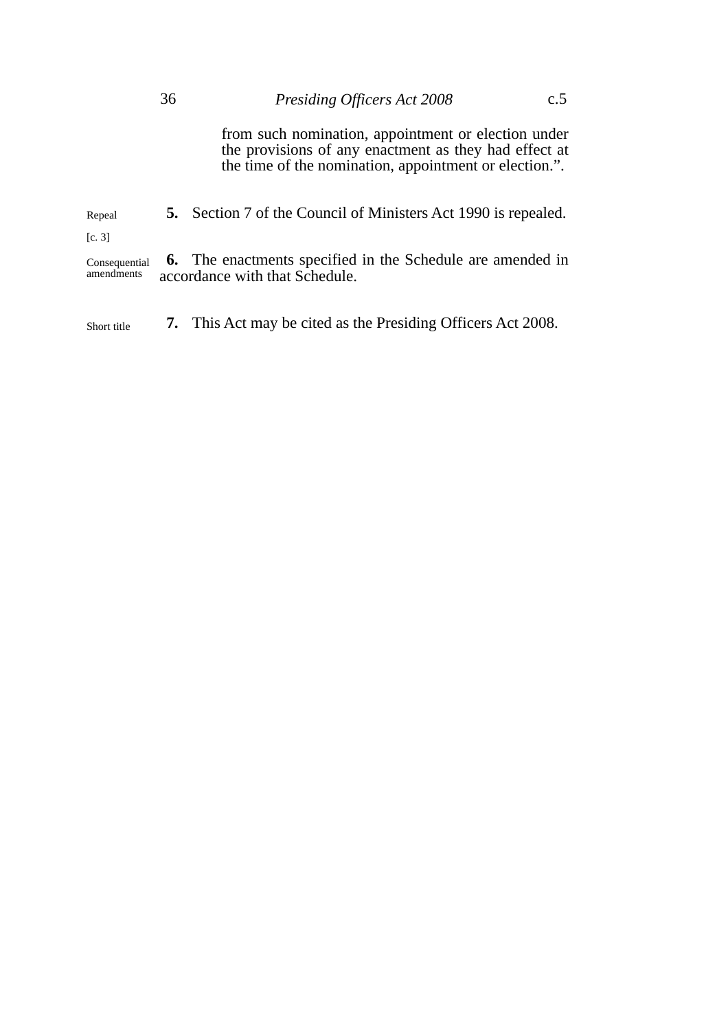from such nomination, appointment or election under the provisions of any enactment as they had effect at the time of the nomination, appointment or election.".

Repeal [c. 3]

**5.** Section 7 of the Council of Ministers Act 1990 is repealed.

Consequential amendments

**6.** The enactments specified in the Schedule are amended in accordance with that Schedule.

Short title

**7.** This Act may be cited as the Presiding Officers Act 2008.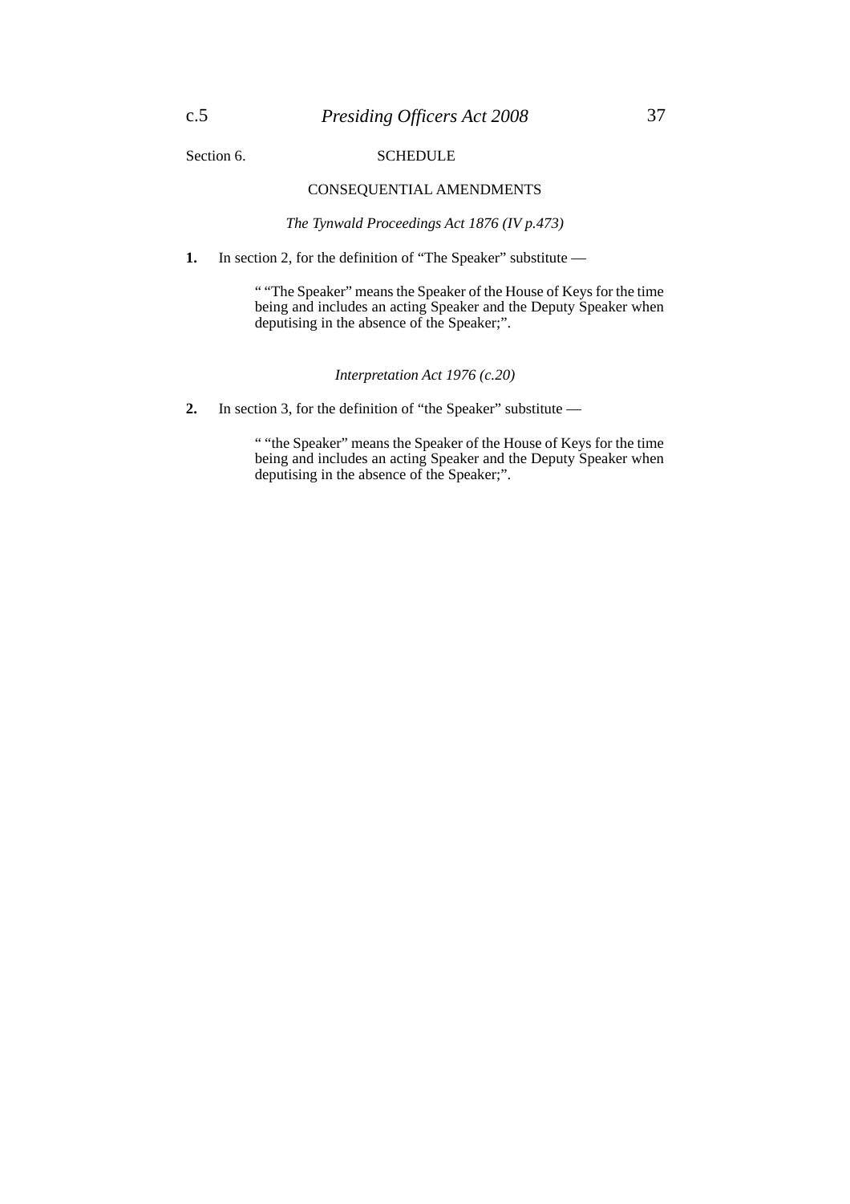Section 6.

## SCHEDULE

### CONSEQUENTIAL AMENDMENTS

*The Tynwald Proceedings Act 1876 (IV p.473)*

**1.** In section 2, for the definition of "The Speaker" substitute —

> " "The Speaker" means the Speaker of the House of Keys for the time being and includes an acting Speaker and the Deputy Speaker when deputising in the absence of the Speaker;".

*Interpretation Act 1976 (c.20)*

**2.** In section 3, for the definition of "the Speaker" substitute —

> " "the Speaker" means the Speaker of the House of Keys for the time being and includes an acting Speaker and the Deputy Speaker when deputising in the absence of the Speaker;".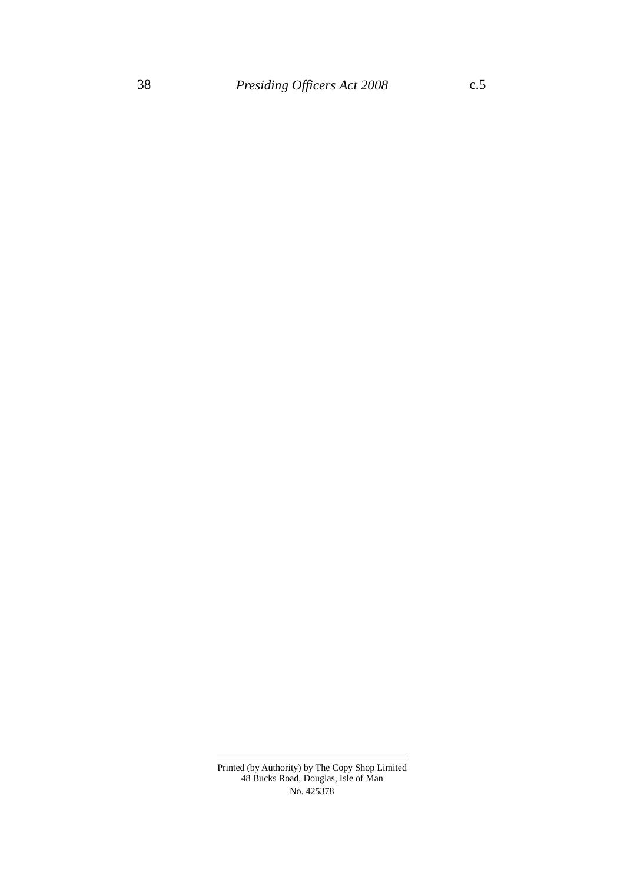Printed (by Authority) by The Copy Shop Limited
48 Bucks Road, Douglas, Isle of Man
No. 425378